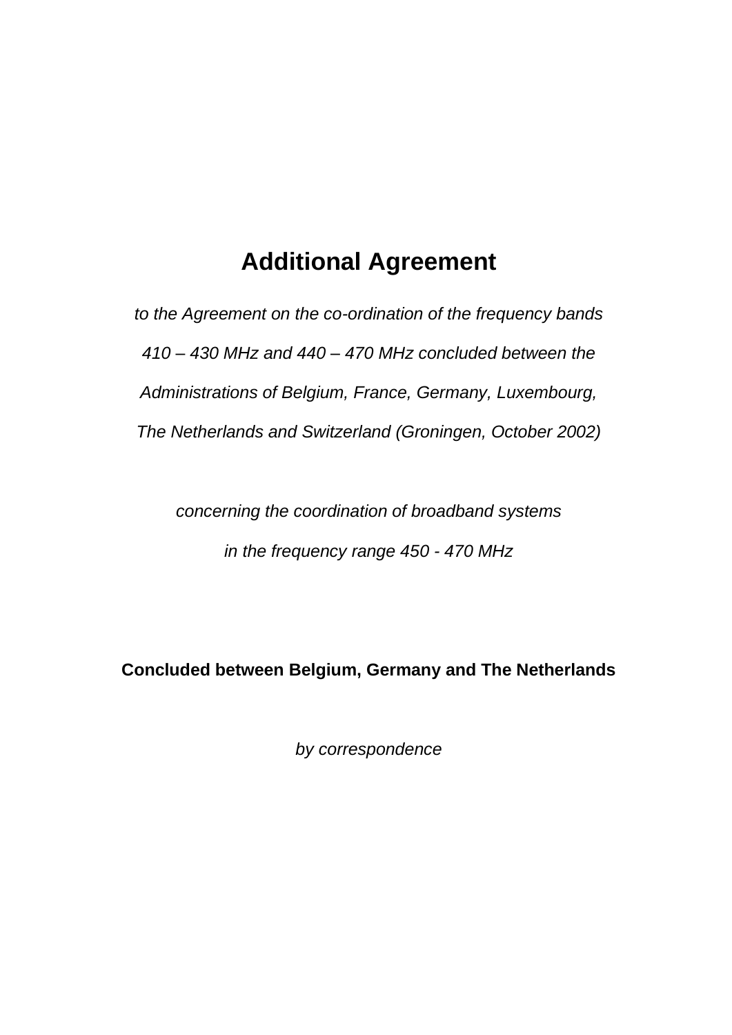# Additional Agreement

*to the Agreement on the co-ordination of the frequency bands 410 – 430 MHz and 440 – 470 MHz concluded between the Administrations of Belgium, France, Germany, Luxembourg, The Netherlands and Switzerland (Groningen, October 2002)*

*concerning the coordination of broadband systems in the frequency range 450 - 470 MHz*

**Concluded between Belgium, Germany and The Netherlands**

*by correspondence*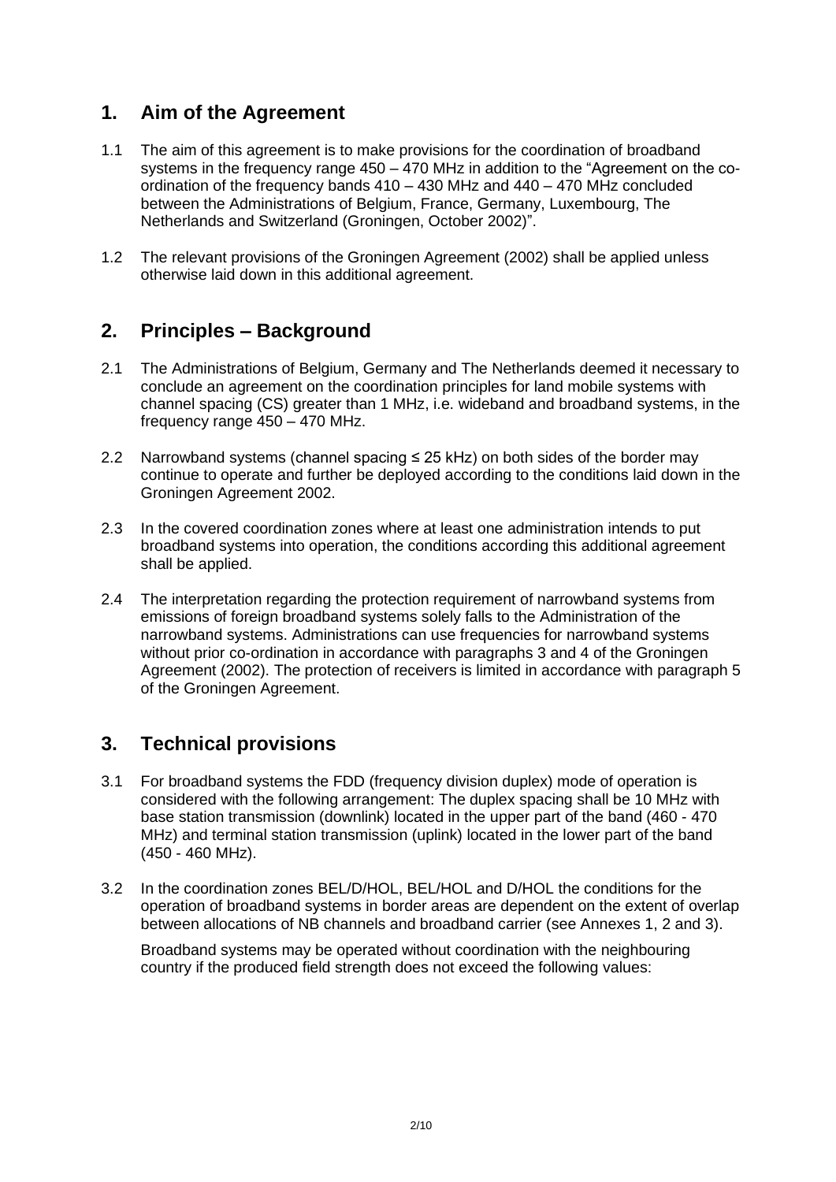## 1. Aim of the Agreement

1.1 The aim of this agreement is to make provisions for the coordination of broadband systems in the frequency range 450 – 470 MHz in addition to the "Agreement on the co-ordination of the frequency bands 410 – 430 MHz and 440 – 470 MHz concluded between the Administrations of Belgium, France, Germany, Luxembourg, The Netherlands and Switzerland (Groningen, October 2002)".

1.2 The relevant provisions of the Groningen Agreement (2002) shall be applied unless otherwise laid down in this additional agreement.

## 2. Principles – Background

2.1 The Administrations of Belgium, Germany and The Netherlands deemed it necessary to conclude an agreement on the coordination principles for land mobile systems with channel spacing (CS) greater than 1 MHz, i.e. wideband and broadband systems, in the frequency range 450 – 470 MHz.

2.2 Narrowband systems (channel spacing ≤ 25 kHz) on both sides of the border may continue to operate and further be deployed according to the conditions laid down in the Groningen Agreement 2002.

2.3 In the covered coordination zones where at least one administration intends to put broadband systems into operation, the conditions according this additional agreement shall be applied.

2.4 The interpretation regarding the protection requirement of narrowband systems from emissions of foreign broadband systems solely falls to the Administration of the narrowband systems. Administrations can use frequencies for narrowband systems without prior co-ordination in accordance with paragraphs 3 and 4 of the Groningen Agreement (2002). The protection of receivers is limited in accordance with paragraph 5 of the Groningen Agreement.

## 3. Technical provisions

3.1 For broadband systems the FDD (frequency division duplex) mode of operation is considered with the following arrangement: The duplex spacing shall be 10 MHz with base station transmission (downlink) located in the upper part of the band (460 - 470 MHz) and terminal station transmission (uplink) located in the lower part of the band (450 - 460 MHz).

3.2 In the coordination zones BEL/D/HOL, BEL/HOL and D/HOL the conditions for the operation of broadband systems in border areas are dependent on the extent of overlap between allocations of NB channels and broadband carrier (see Annexes 1, 2 and 3).

Broadband systems may be operated without coordination with the neighbouring country if the produced field strength does not exceed the following values: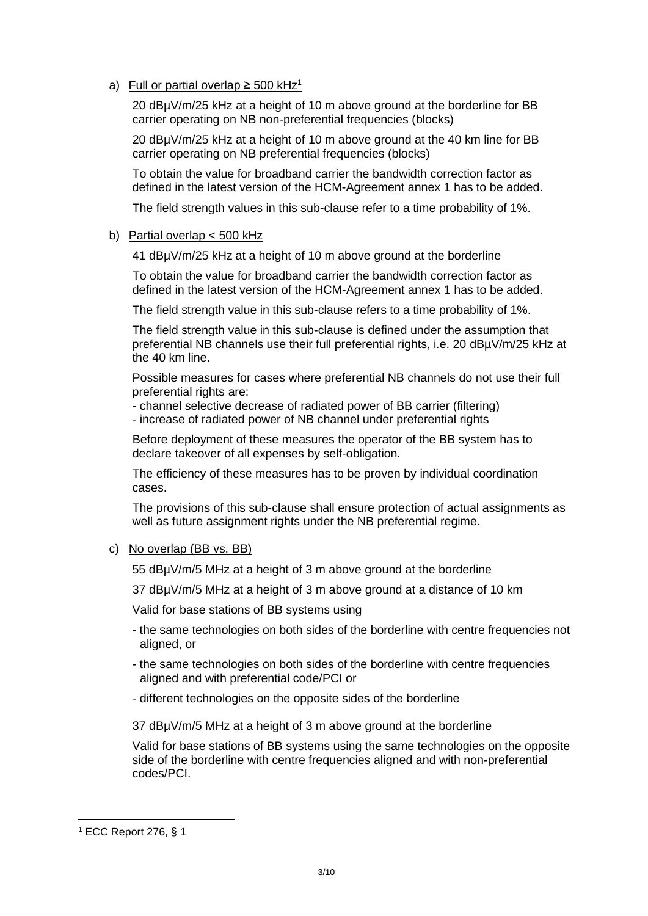a) Full or partial overlap ≥ 500 kHz[1]

20 dBµV/m/25 kHz at a height of 10 m above ground at the borderline for BB carrier operating on NB non-preferential frequencies (blocks)

20 dBµV/m/25 kHz at a height of 10 m above ground at the 40 km line for BB carrier operating on NB preferential frequencies (blocks)

To obtain the value for broadband carrier the bandwidth correction factor as defined in the latest version of the HCM-Agreement annex 1 has to be added.

The field strength values in this sub-clause refer to a time probability of 1%.

b) Partial overlap < 500 kHz

41 dBµV/m/25 kHz at a height of 10 m above ground at the borderline

To obtain the value for broadband carrier the bandwidth correction factor as defined in the latest version of the HCM-Agreement annex 1 has to be added.

The field strength value in this sub-clause refers to a time probability of 1%.

The field strength value in this sub-clause is defined under the assumption that preferential NB channels use their full preferential rights, i.e. 20 dBµV/m/25 kHz at the 40 km line.

Possible measures for cases where preferential NB channels do not use their full preferential rights are:
- channel selective decrease of radiated power of BB carrier (filtering)
- increase of radiated power of NB channel under preferential rights

Before deployment of these measures the operator of the BB system has to declare takeover of all expenses by self-obligation.

The efficiency of these measures has to be proven by individual coordination cases.

The provisions of this sub-clause shall ensure protection of actual assignments as well as future assignment rights under the NB preferential regime.

c) No overlap (BB vs. BB)

55 dBµV/m/5 MHz at a height of 3 m above ground at the borderline

37 dBµV/m/5 MHz at a height of 3 m above ground at a distance of 10 km

Valid for base stations of BB systems using

- the same technologies on both sides of the borderline with centre frequencies not aligned, or
- the same technologies on both sides of the borderline with centre frequencies aligned and with preferential code/PCI or
- different technologies on the opposite sides of the borderline

37 dBµV/m/5 MHz at a height of 3 m above ground at the borderline

Valid for base stations of BB systems using the same technologies on the opposite side of the borderline with centre frequencies aligned and with non-preferential codes/PCI.

---

[1] ECC Report 276, § 1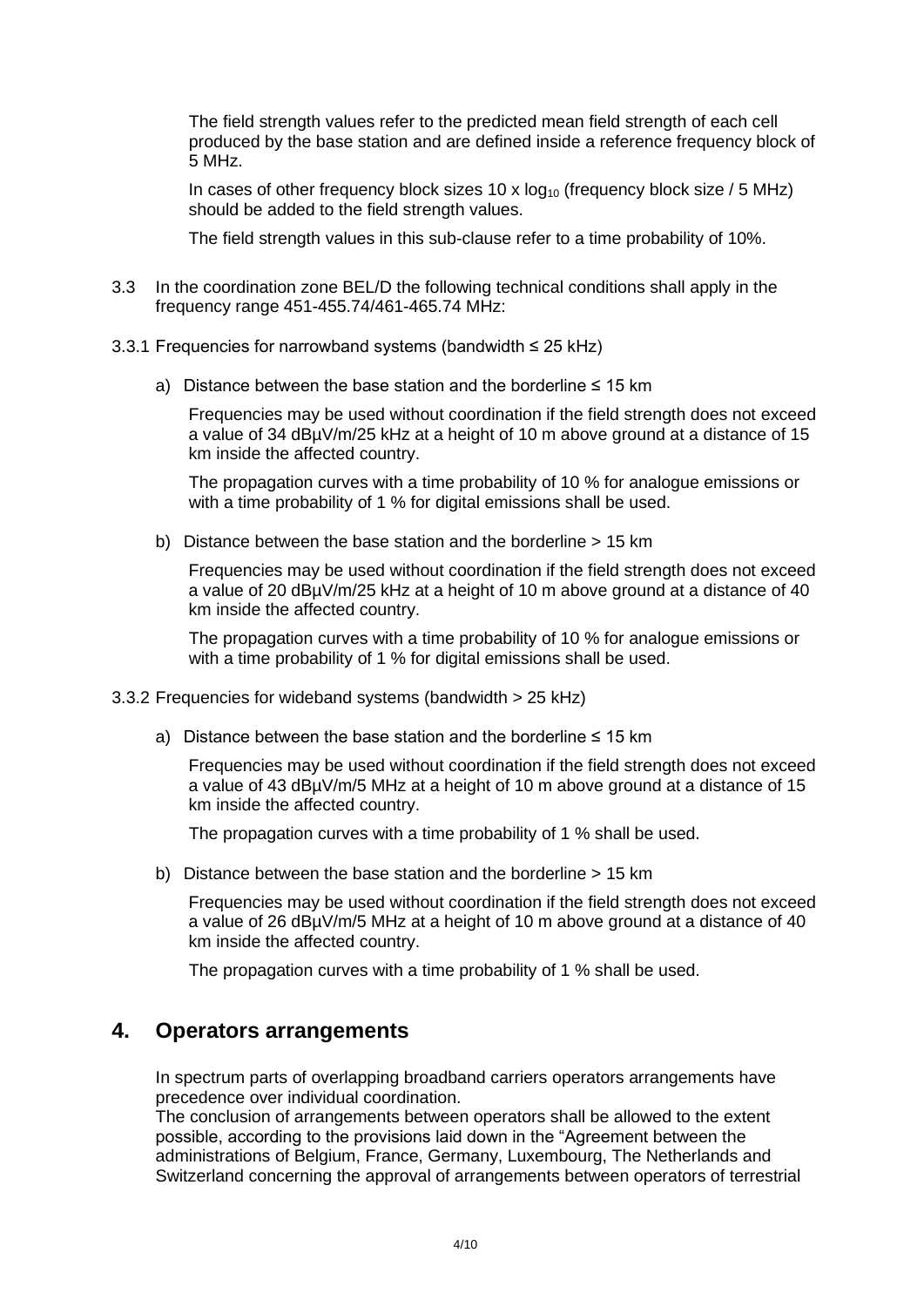The field strength values refer to the predicted mean field strength of each cell produced by the base station and are defined inside a reference frequency block of 5 MHz.

In cases of other frequency block sizes 10 x $\log_{10}$ (frequency block size / 5 MHz) should be added to the field strength values.

The field strength values in this sub-clause refer to a time probability of 10%.

3.3 In the coordination zone BEL/D the following technical conditions shall apply in the frequency range 451-455.74/461-465.74 MHz:

3.3.1 Frequencies for narrowband systems (bandwidth ≤ 25 kHz)

a) Distance between the base station and the borderline ≤ 15 km

Frequencies may be used without coordination if the field strength does not exceed a value of 34 dBµV/m/25 kHz at a height of 10 m above ground at a distance of 15 km inside the affected country.

The propagation curves with a time probability of 10 % for analogue emissions or with a time probability of 1 % for digital emissions shall be used.

b) Distance between the base station and the borderline > 15 km

Frequencies may be used without coordination if the field strength does not exceed a value of 20 dBµV/m/25 kHz at a height of 10 m above ground at a distance of 40 km inside the affected country.

The propagation curves with a time probability of 10 % for analogue emissions or with a time probability of 1 % for digital emissions shall be used.

3.3.2 Frequencies for wideband systems (bandwidth > 25 kHz)

a) Distance between the base station and the borderline ≤ 15 km

Frequencies may be used without coordination if the field strength does not exceed a value of 43 dBµV/m/5 MHz at a height of 10 m above ground at a distance of 15 km inside the affected country.

The propagation curves with a time probability of 1 % shall be used.

b) Distance between the base station and the borderline > 15 km

Frequencies may be used without coordination if the field strength does not exceed a value of 26 dBµV/m/5 MHz at a height of 10 m above ground at a distance of 40 km inside the affected country.

The propagation curves with a time probability of 1 % shall be used.

## 4. Operators arrangements

In spectrum parts of overlapping broadband carriers operators arrangements have precedence over individual coordination.
The conclusion of arrangements between operators shall be allowed to the extent possible, according to the provisions laid down in the "Agreement between the administrations of Belgium, France, Germany, Luxembourg, The Netherlands and Switzerland concerning the approval of arrangements between operators of terrestrial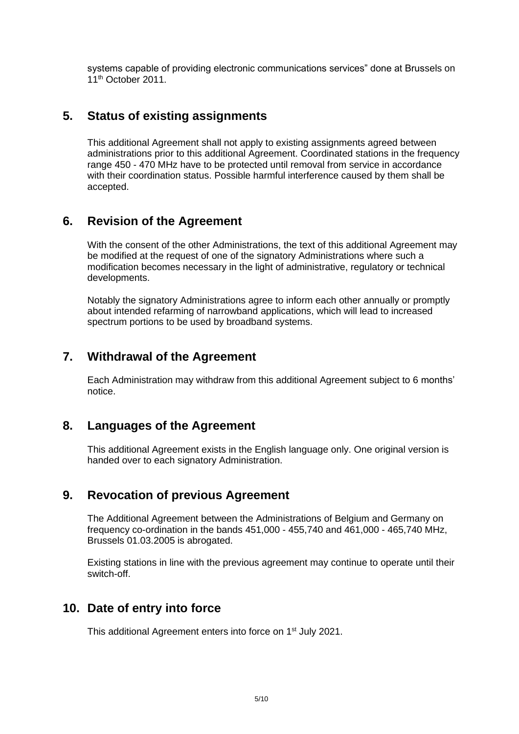systems capable of providing electronic communications services" done at Brussels on 11th October 2011.

## 5. Status of existing assignments

This additional Agreement shall not apply to existing assignments agreed between administrations prior to this additional Agreement. Coordinated stations in the frequency range 450 - 470 MHz have to be protected until removal from service in accordance with their coordination status. Possible harmful interference caused by them shall be accepted.

## 6. Revision of the Agreement

With the consent of the other Administrations, the text of this additional Agreement may be modified at the request of one of the signatory Administrations where such a modification becomes necessary in the light of administrative, regulatory or technical developments.

Notably the signatory Administrations agree to inform each other annually or promptly about intended refarming of narrowband applications, which will lead to increased spectrum portions to be used by broadband systems.

## 7. Withdrawal of the Agreement

Each Administration may withdraw from this additional Agreement subject to 6 months' notice.

## 8. Languages of the Agreement

This additional Agreement exists in the English language only. One original version is handed over to each signatory Administration.

## 9. Revocation of previous Agreement

The Additional Agreement between the Administrations of Belgium and Germany on frequency co-ordination in the bands 451,000 - 455,740 and 461,000 - 465,740 MHz, Brussels 01.03.2005 is abrogated.

Existing stations in line with the previous agreement may continue to operate until their switch-off.

## 10. Date of entry into force

This additional Agreement enters into force on 1st July 2021.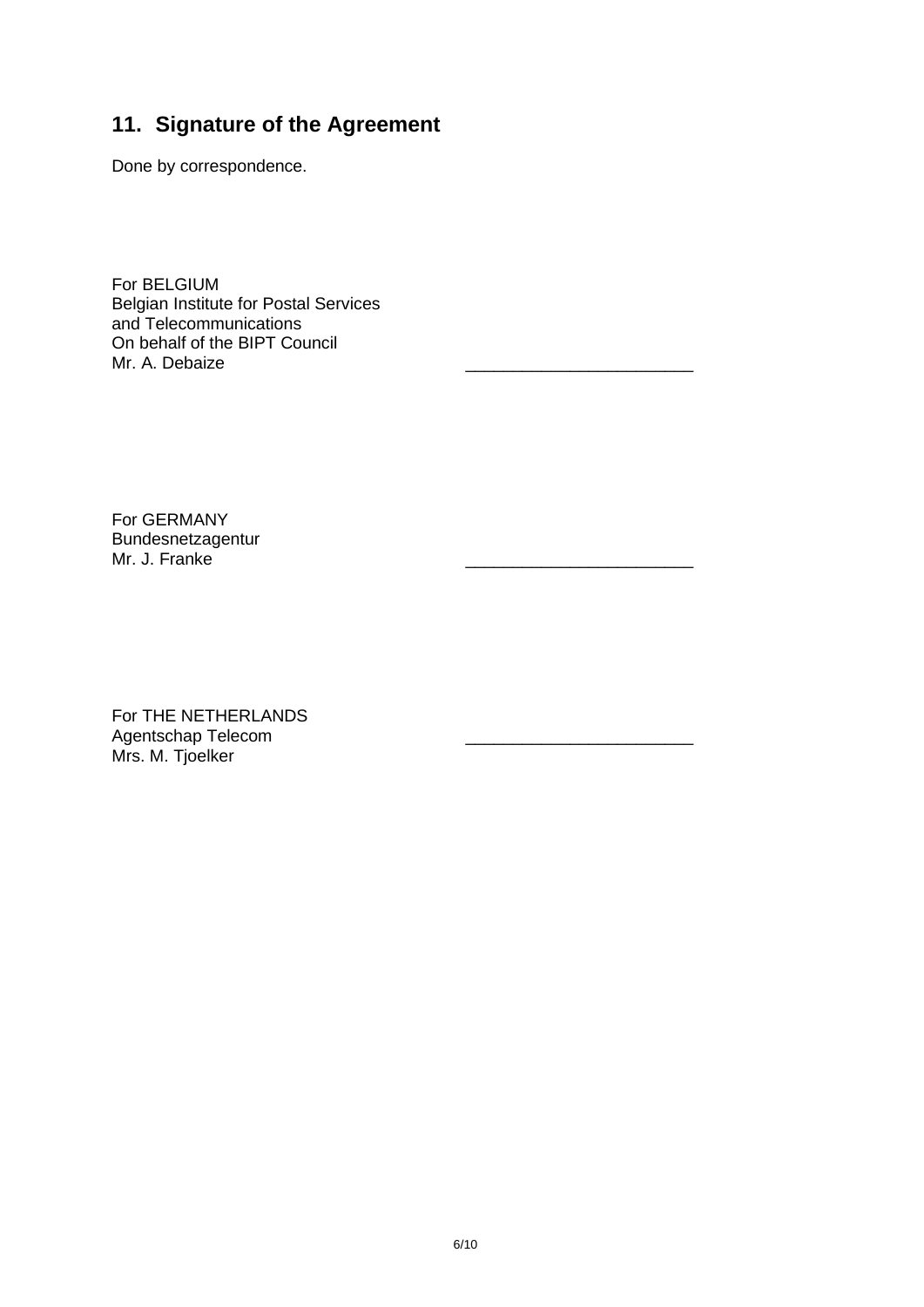## 11. Signature of the Agreement

Done by correspondence.

For BELGIUM
Belgian Institute for Postal Services and Telecommunications
On behalf of the BIPT Council
Mr. A. Debaize ________________________

For GERMANY
Bundesnetzagentur
Mr. J. Franke ________________________

For THE NETHERLANDS
Agentschap Telecom ________________________
Mrs. M. Tjoelker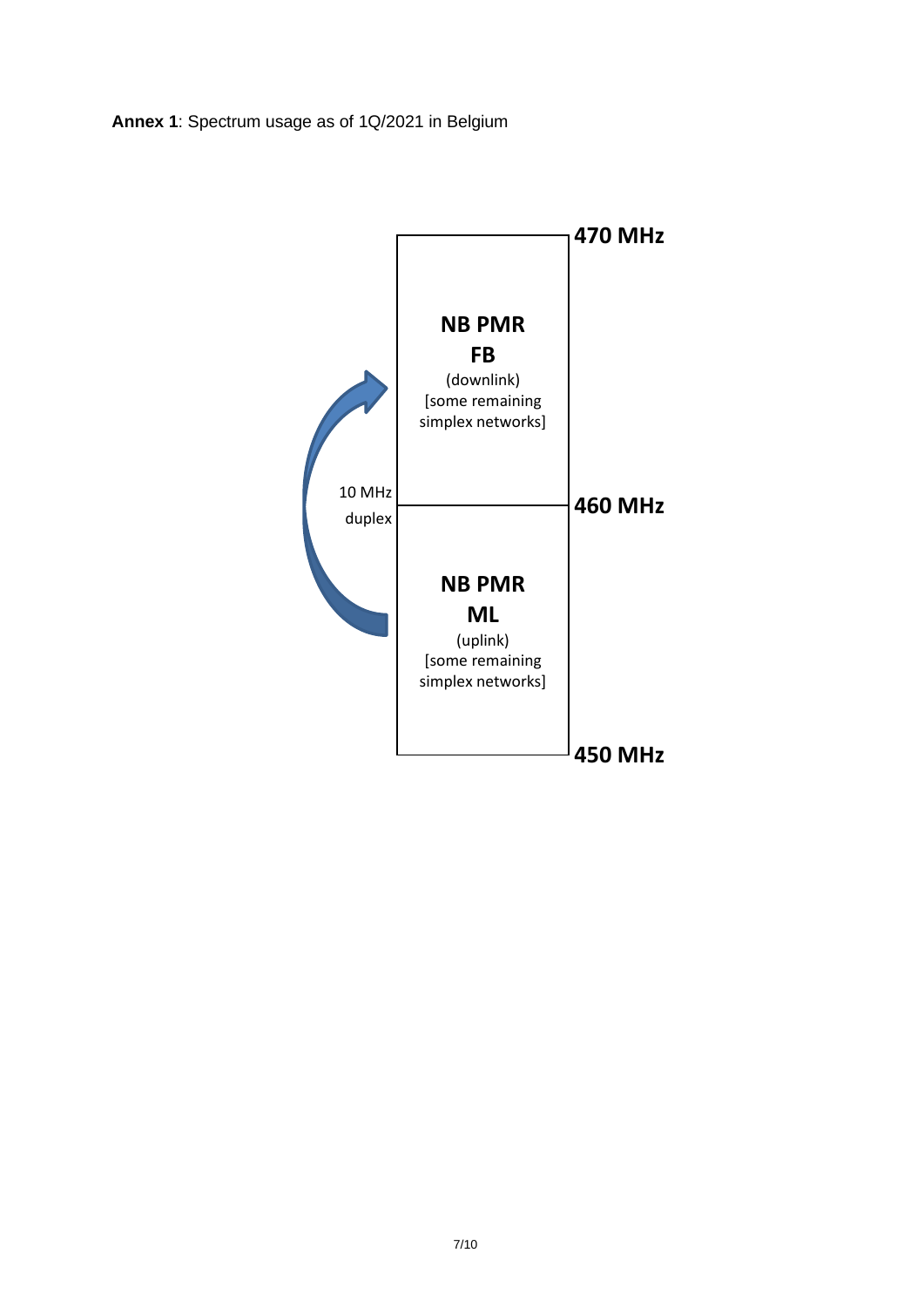**Annex 1**: Spectrum usage as of 1Q/2021 in Belgium

**470 MHz**

**NB PMR FB**
(downlink)
[some remaining simplex networks]

10 MHz duplex

**460 MHz**

**NB PMR ML**
(uplink)
[some remaining simplex networks]

**450 MHz**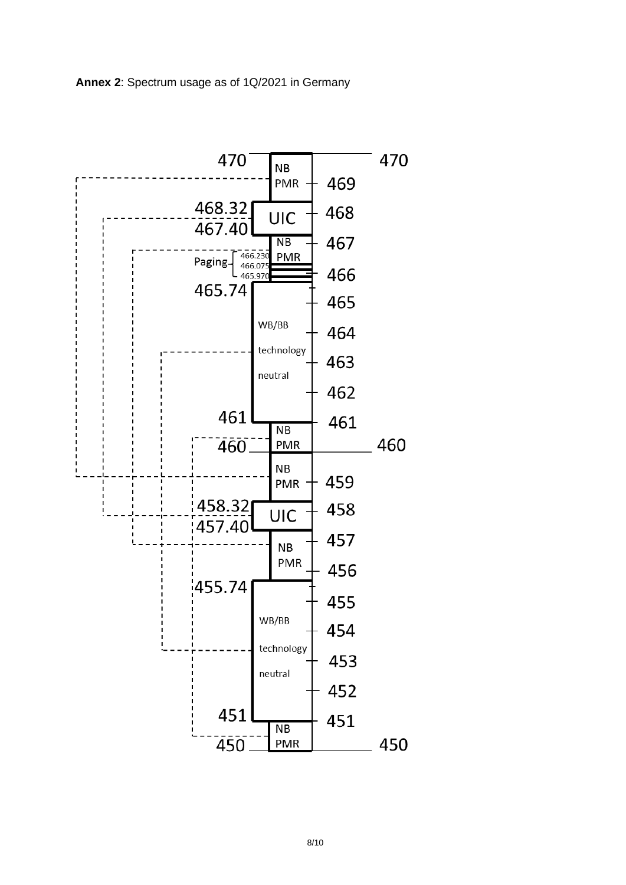**Annex 2**: Spectrum usage as of 1Q/2021 in Germany

| Frequency range (MHz) | Usage |
|---|---|
| 469 – 470 | NB PMR |
| 467.40 – 468.32 | UIC |
| 465.74 – 467.40 | NB PMR (Paging: 465.970, 466.075, 466.230) |
| 461 – 465.74 | WB/BB technology neutral |
| 460 – 461 | NB PMR |
| 459 – 460 | NB PMR |
| 457.40 – 458.32 | UIC |
| 455.74 – 457.40 | NB PMR |
| 451 – 455.74 | WB/BB technology neutral |
| 450 – 451 | NB PMR |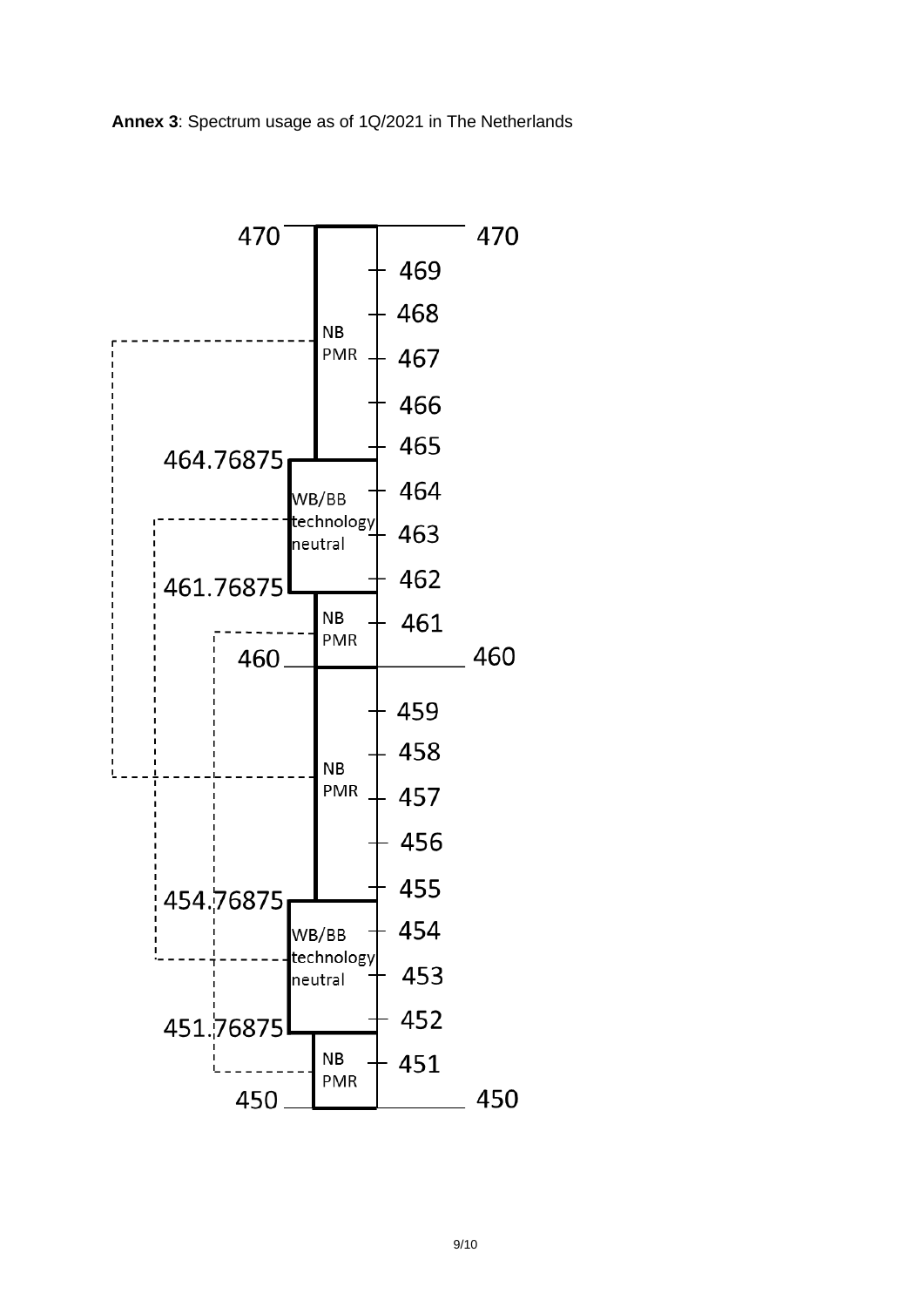**Annex 3**: Spectrum usage as of 1Q/2021 in The Netherlands

470

470

469

468

NB
PMR

467

466

465

464.76875

464

WB/BB
technology
neutral

463

462

461.76875

NB
PMR

461

460

460

459

458

NB
PMR

457

456

455

454.76875

454

WB/BB
technology
neutral

453

452

451.76875

NB
PMR

451

450

450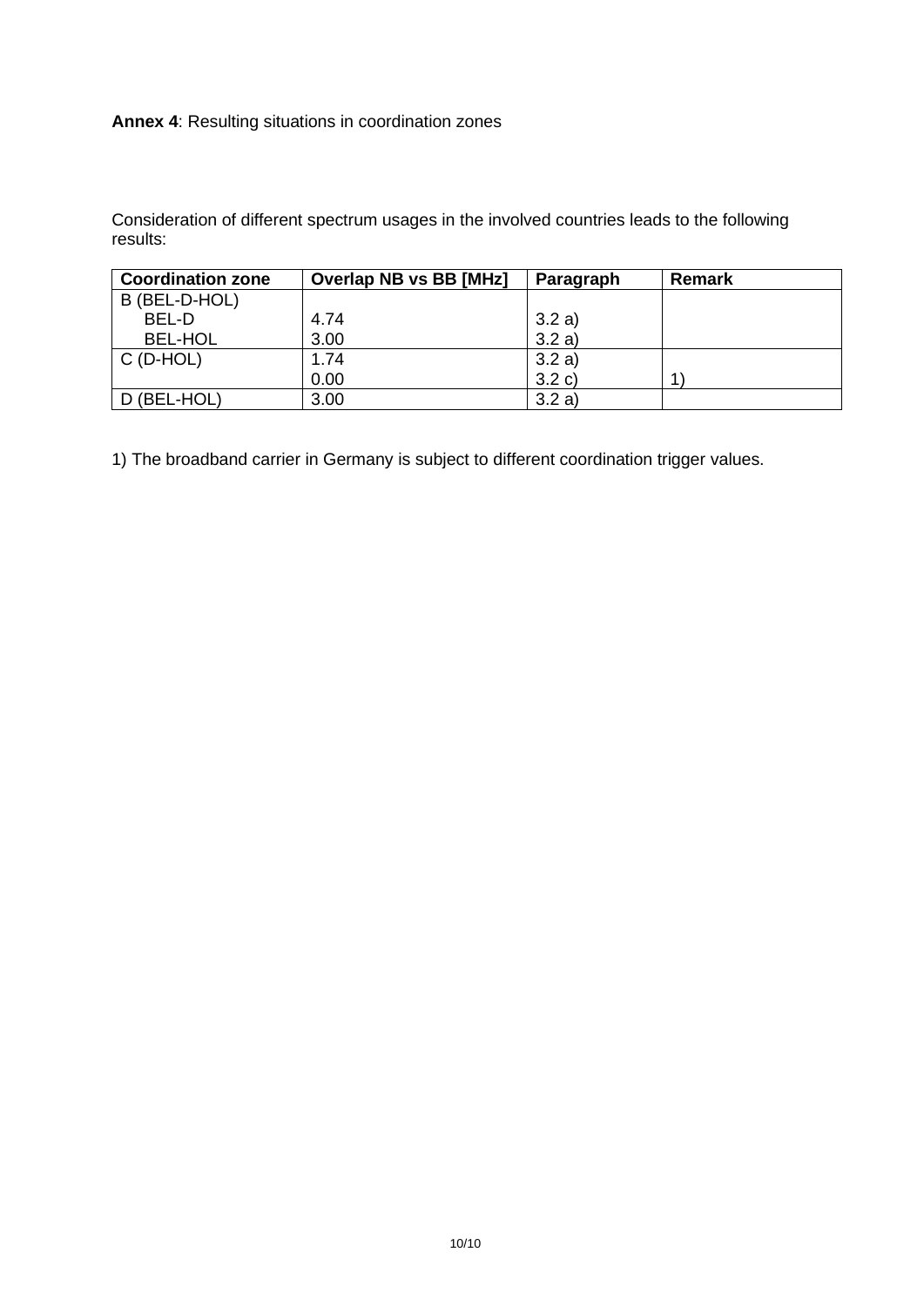**Annex 4**: Resulting situations in coordination zones

Consideration of different spectrum usages in the involved countries leads to the following results:

| Coordination zone | Overlap NB vs BB [MHz] | Paragraph | Remark |
|---|---|---|---|
| B (BEL-D-HOL) | | | |
| BEL-D | 4.74 | 3.2 a) | |
| BEL-HOL | 3.00 | 3.2 a) | |
| C (D-HOL) | 1.74 | 3.2 a) | |
| | 0.00 | 3.2 c) | 1) |
| D (BEL-HOL) | 3.00 | 3.2 a) | |

1) The broadband carrier in Germany is subject to different coordination trigger values.